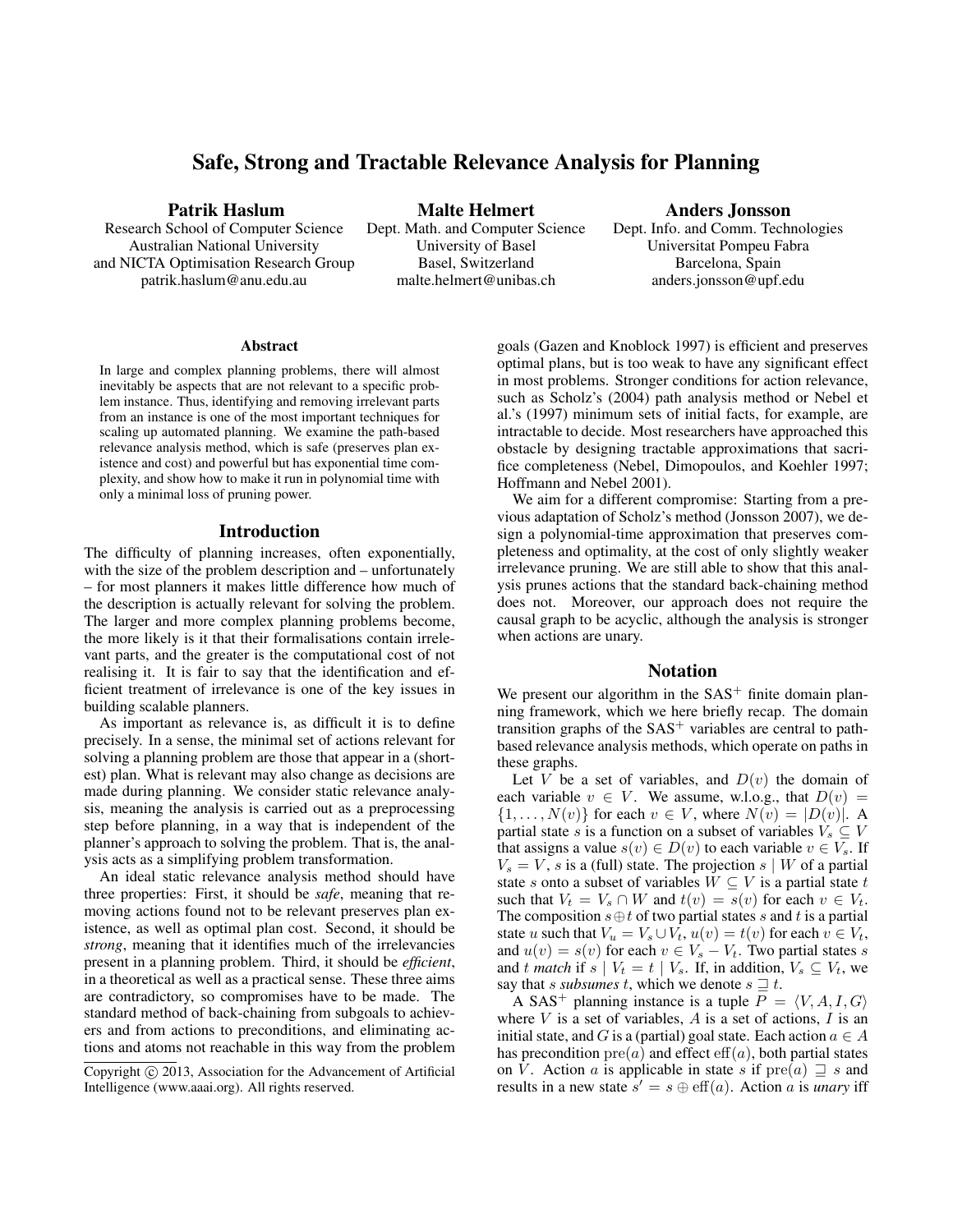# Safe, Strong and Tractable Relevance Analysis for Planning

**Patrik Haslum**
Research School of Computer Science
Australian National University
and NICTA Optimisation Research Group
patrik.haslum@anu.edu.au

**Malte Helmert**
Dept. Math. and Computer Science
University of Basel
Basel, Switzerland
malte.helmert@unibas.ch

**Anders Jonsson**
Dept. Info. and Comm. Technologies
Universitat Pompeu Fabra
Barcelona, Spain
anders.jonsson@upf.edu

### Abstract

In large and complex planning problems, there will almost inevitably be aspects that are not relevant to a specific problem instance. Thus, identifying and removing irrelevant parts from an instance is one of the most important techniques for scaling up automated planning. We examine the path-based relevance analysis method, which is safe (preserves plan existence and cost) and powerful but has exponential time complexity, and show how to make it run in polynomial time with only a minimal loss of pruning power.

## Introduction

The difficulty of planning increases, often exponentially, with the size of the problem description and – unfortunately – for most planners it makes little difference how much of the description is actually relevant for solving the problem. The larger and more complex planning problems become, the more likely is it that their formalisations contain irrelevant parts, and the greater is the computational cost of not realising it. It is fair to say that the identification and efficient treatment of irrelevance is one of the key issues in building scalable planners.

As important as relevance is, as difficult it is to define precisely. In a sense, the minimal set of actions relevant for solving a planning problem are those that appear in a (shortest) plan. What is relevant may also change as decisions are made during planning. We consider static relevance analysis, meaning the analysis is carried out as a preprocessing step before planning, in a way that is independent of the planner's approach to solving the problem. That is, the analysis acts as a simplifying problem transformation.

An ideal static relevance analysis method should have three properties: First, it should be *safe*, meaning that removing actions found not to be relevant preserves plan existence, as well as optimal plan cost. Second, it should be *strong*, meaning that it identifies much of the irrelevancies present in a planning problem. Third, it should be *efficient*, in a theoretical as well as a practical sense. These three aims are contradictory, so compromises have to be made. The standard method of back-chaining from subgoals to achievers and from actions to preconditions, and eliminating actions and atoms not reachable in this way from the problem goals (Gazen and Knoblock 1997) is efficient and preserves optimal plans, but is too weak to have any significant effect in most problems. Stronger conditions for action relevance, such as Scholz's (2004) path analysis method or Nebel et al.'s (1997) minimum sets of initial facts, for example, are intractable to decide. Most researchers have approached this obstacle by designing tractable approximations that sacrifice completeness (Nebel, Dimopoulos, and Koehler 1997; Hoffmann and Nebel 2001).

We aim for a different compromise: Starting from a previous adaptation of Scholz's method (Jonsson 2007), we design a polynomial-time approximation that preserves completeness and optimality, at the cost of only slightly weaker irrelevance pruning. We are still able to show that this analysis prunes actions that the standard back-chaining method does not. Moreover, our approach does not require the causal graph to be acyclic, although the analysis is stronger when actions are unary.

Copyright © 2013, Association for the Advancement of Artificial Intelligence (www.aaai.org). All rights reserved.

## Notation

We present our algorithm in the SAS$^+$ finite domain planning framework, which we here briefly recap. The domain transition graphs of the SAS$^+$ variables are central to path-based relevance analysis methods, which operate on paths in these graphs.

Let $V$ be a set of variables, and $D(v)$ the domain of each variable $v \in V$. We assume, w.l.o.g., that $D(v) = \{1, \ldots, N(v)\}$ for each $v \in V$, where $N(v) = |D(v)|$. A partial state $s$ is a function on a subset of variables $V_s \subseteq V$ that assigns a value $s(v) \in D(v)$ to each variable $v \in V_s$. If $V_s = V$, $s$ is a (full) state. The projection $s \mid W$ of a partial state $s$ onto a subset of variables $W \subseteq V$ is a partial state $t$ such that $V_t = V_s \cap W$ and $t(v) = s(v)$ for each $v \in V_t$. The composition $s \oplus t$ of two partial states $s$ and $t$ is a partial state $u$ such that $V_u = V_s \cup V_t$, $u(v) = t(v)$ for each $v \in V_t$, and $u(v) = s(v)$ for each $v \in V_s - V_t$. Two partial states $s$ and $t$ *match* if $s \mid V_t = t \mid V_s$. If, in addition, $V_s \subseteq V_t$, we say that $s$ *subsumes* $t$, which we denote $s \sqsupseteq t$.

A SAS$^+$ planning instance is a tuple $P = \langle V, A, I, G \rangle$ where $V$ is a set of variables, $A$ is a set of actions, $I$ is an initial state, and $G$ is a (partial) goal state. Each action $a \in A$ has precondition $\mathrm{pre}(a)$ and effect $\mathrm{eff}(a)$, both partial states on $V$. Action $a$ is applicable in state $s$ if $\mathrm{pre}(a) \sqsupseteq s$ and results in a new state $s' = s \oplus \mathrm{eff}(a)$. Action $a$ is *unary* iff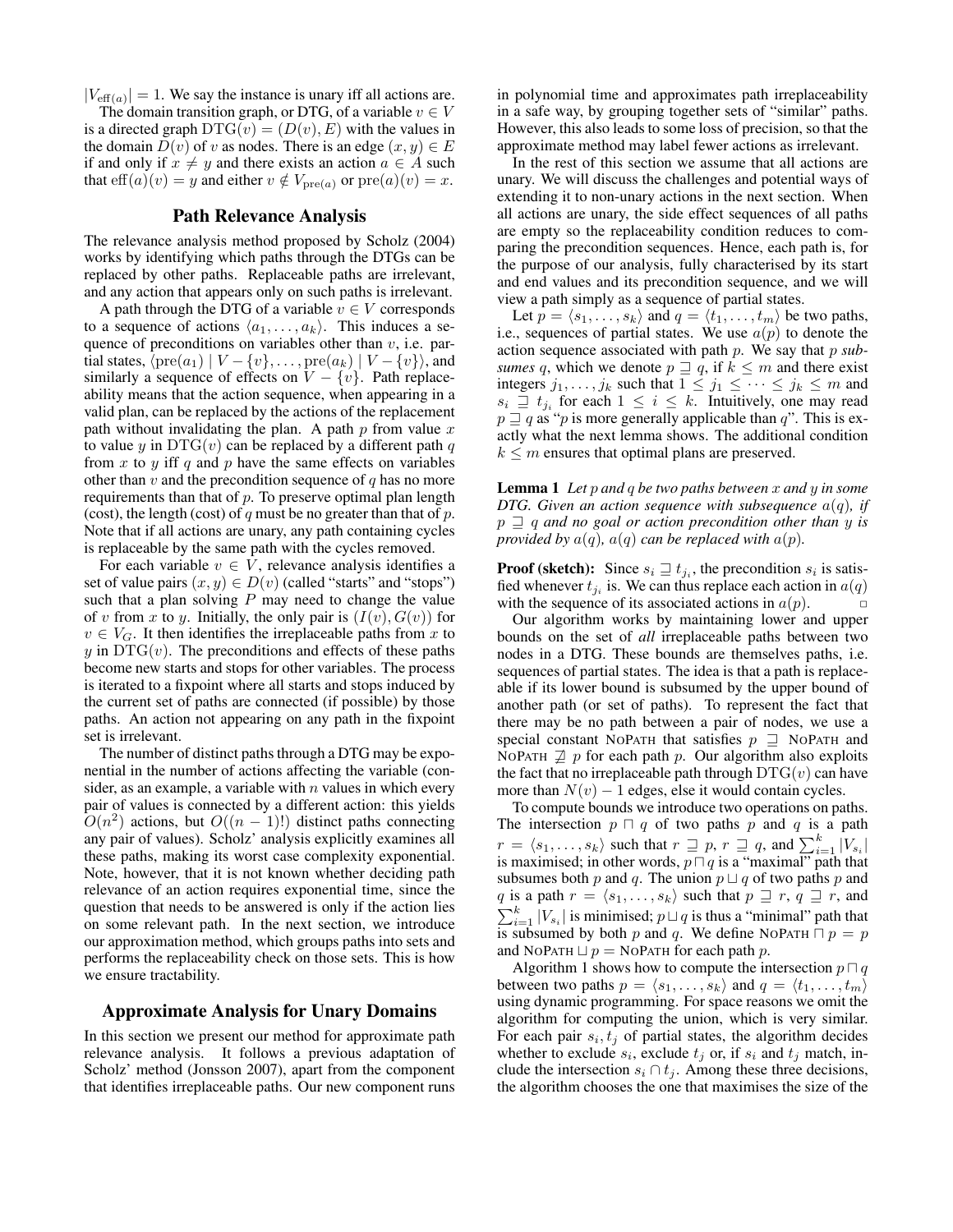$|V_{\text{eff}(a)}| = 1$. We say the instance is unary iff all actions are.

The domain transition graph, or DTG, of a variable $v \in V$ is a directed graph $\text{DTG}(v) = (D(v), E)$ with the values in the domain $D(v)$ of $v$ as nodes. There is an edge $(x, y) \in E$ if and only if $x \neq y$ and there exists an action $a \in A$ such that $\text{eff}(a)(v) = y$ and either $v \notin V_{\text{pre}(a)}$ or $\text{pre}(a)(v) = x$.

## Path Relevance Analysis

The relevance analysis method proposed by Scholz (2004) works by identifying which paths through the DTGs can be replaced by other paths. Replaceable paths are irrelevant, and any action that appears only on such paths is irrelevant.

A path through the DTG of a variable $v \in V$ corresponds to a sequence of actions $\langle a_1, \ldots, a_k \rangle$. This induces a sequence of preconditions on variables other than $v$, i.e. partial states, $\langle \text{pre}(a_1) \mid V - \{v\}, \ldots, \text{pre}(a_k) \mid V - \{v\} \rangle$, and similarly a sequence of effects on $V - \{v\}$. Path replaceability means that the action sequence, when appearing in a valid plan, can be replaced by the actions of the replacement path without invalidating the plan. A path $p$ from value $x$ to value $y$ in $\text{DTG}(v)$ can be replaced by a different path $q$ from $x$ to $y$ iff $q$ and $p$ have the same effects on variables other than $v$ and the precondition sequence of $q$ has no more requirements than that of $p$. To preserve optimal plan length (cost), the length (cost) of $q$ must be no greater than that of $p$. Note that if all actions are unary, any path containing cycles is replaceable by the same path with the cycles removed.

For each variable $v \in V$, relevance analysis identifies a set of value pairs $(x, y) \in D(v)$ (called "starts" and "stops") such that a plan solving $P$ may need to change the value of $v$ from $x$ to $y$. Initially, the only pair is $(I(v), G(v))$ for $v \in V_G$. It then identifies the irreplaceable paths from $x$ to $y$ in $\text{DTG}(v)$. The preconditions and effects of these paths become new starts and stops for other variables. The process is iterated to a fixpoint where all starts and stops induced by the current set of paths are connected (if possible) by those paths. An action not appearing on any path in the fixpoint set is irrelevant.

The number of distinct paths through a DTG may be exponential in the number of actions affecting the variable (consider, as an example, a variable with $n$ values in which every pair of values is connected by a different action: this yields $O(n^2)$ actions, but $O((n-1)!)$ distinct paths connecting any pair of values). Scholz' analysis explicitly examines all these paths, making its worst case complexity exponential. Note, however, that it is not known whether deciding path relevance of an action requires exponential time, since the question that needs to be answered is only if the action lies on some relevant path. In the next section, we introduce our approximation method, which groups paths into sets and performs the replaceability check on those sets. This is how we ensure tractability.

## Approximate Analysis for Unary Domains

In this section we present our method for approximate path relevance analysis. It follows a previous adaptation of Scholz' method (Jonsson 2007), apart from the component that identifies irreplaceable paths. Our new component runs in polynomial time and approximates path irreplaceability in a safe way, by grouping together sets of "similar" paths. However, this also leads to some loss of precision, so that the approximate method may label fewer actions as irrelevant.

In the rest of this section we assume that all actions are unary. We will discuss the challenges and potential ways of extending it to non-unary actions in the next section. When all actions are unary, the side effect sequences of all paths are empty so the replaceability condition reduces to comparing the precondition sequences. Hence, each path is, for the purpose of our analysis, fully characterised by its start and end values and its precondition sequence, and we will view a path simply as a sequence of partial states.

Let $p = \langle s_1, \ldots, s_k \rangle$ and $q = \langle t_1, \ldots, t_m \rangle$ be two paths, i.e., sequences of partial states. We use $a(p)$ to denote the action sequence associated with path $p$. We say that $p$ *subsumes* $q$, which we denote $p \sqsupseteq q$, if $k \leq m$ and there exist integers $j_1, \ldots, j_k$ such that $1 \leq j_1 \leq \cdots \leq j_k \leq m$ and $s_i \sqsupseteq t_{j_i}$ for each $1 \leq i \leq k$. Intuitively, one may read $p \sqsupseteq q$ as "$p$ is more generally applicable than $q$". This is exactly what the next lemma shows. The additional condition $k \leq m$ ensures that optimal plans are preserved.

**Lemma 1** *Let $p$ and $q$ be two paths between $x$ and $y$ in some DTG. Given an action sequence with subsequence $a(q)$, if $p \sqsupseteq q$ and no goal or action precondition other than $y$ is provided by $a(q)$, $a(q)$ can be replaced with $a(p)$.*

**Proof (sketch):** Since $s_i \sqsupseteq t_{j_i}$, the precondition $s_i$ is satisfied whenever $t_{j_i}$ is. We can thus replace each action in $a(q)$ with the sequence of its associated actions in $a(p)$. □

Our algorithm works by maintaining lower and upper bounds on the set of *all* irreplaceable paths between two nodes in a DTG. These bounds are themselves paths, i.e. sequences of partial states. The idea is that a path is replaceable if its lower bound is subsumed by the upper bound of another path (or set of paths). To represent the fact that there may be no path between a pair of nodes, we use a special constant NoPath that satisfies $p \sqsupseteq$ NoPath and NoPath $\not\sqsupseteq p$ for each path $p$. Our algorithm also exploits the fact that no irreplaceable path through $\text{DTG}(v)$ can have more than $N(v) - 1$ edges, else it would contain cycles.

To compute bounds we introduce two operations on paths. The intersection $p \sqcap q$ of two paths $p$ and $q$ is a path $r = \langle s_1, \ldots, s_k \rangle$ such that $r \sqsupseteq p$, $r \sqsupseteq q$, and $\sum_{i=1}^{k} |V_{s_i}|$ is maximised; in other words, $p \sqcap q$ is a "maximal" path that subsumes both $p$ and $q$. The union $p \sqcup q$ of two paths $p$ and $q$ is a path $r = \langle s_1, \ldots, s_k \rangle$ such that $p \sqsupseteq r$, $q \sqsupseteq r$, and $\sum_{i=1}^{k} |V_{s_i}|$ is minimised; $p \sqcup q$ is thus a "minimal" path that is subsumed by both $p$ and $q$. We define NoPath $\sqcap p = p$ and NoPath $\sqcup p =$ NoPath for each path $p$.

Algorithm 1 shows how to compute the intersection $p \sqcap q$ between two paths $p = \langle s_1, \ldots, s_k \rangle$ and $q = \langle t_1, \ldots, t_m \rangle$ using dynamic programming. For space reasons we omit the algorithm for computing the union, which is very similar. For each pair $s_i, t_j$ of partial states, the algorithm decides whether to exclude $s_i$, exclude $t_j$ or, if $s_i$ and $t_j$ match, include the intersection $s_i \cap t_j$. Among these three decisions, the algorithm chooses the one that maximises the size of the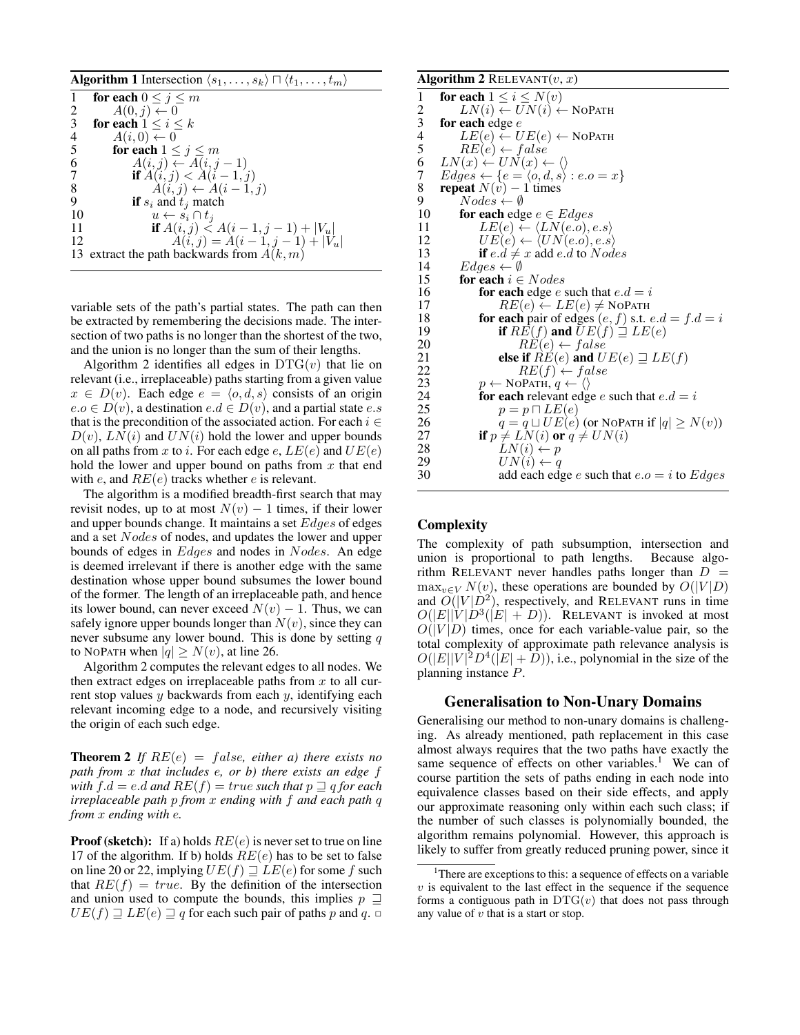**Algorithm 1** Intersection $\langle s_1, \ldots, s_k \rangle \sqcap \langle t_1, \ldots, t_m \rangle$

```
1   for each 0 ≤ j ≤ m
2       A(0, j) ← 0
3   for each 1 ≤ i ≤ k
4       A(i, 0) ← 0
5       for each 1 ≤ j ≤ m
6           A(i, j) ← A(i, j − 1)
7           if A(i, j) < A(i − 1, j)
8               A(i, j) ← A(i − 1, j)
9           if s_i and t_j match
10              u ← s_i ∩ t_j
11              if A(i, j) < A(i − 1, j − 1) + |V_u|
12                  A(i, j) = A(i − 1, j − 1) + |V_u|
13  extract the path backwards from A(k, m)
```

variable sets of the path's partial states. The path can then be extracted by remembering the decisions made. The intersection of two paths is no longer than the shortest of the two, and the union is no longer than the sum of their lengths.

Algorithm 2 identifies all edges in $\text{DTG}(v)$ that lie on relevant (i.e., irreplaceable) paths starting from a given value $x \in D(v)$. Each edge $e = \langle o, d, s \rangle$ consists of an origin $e.o \in D(v)$, a destination $e.d \in D(v)$, and a partial state $e.s$ that is the precondition of the associated action. For each $i \in D(v)$, $LN(i)$ and $UN(i)$ hold the lower and upper bounds on all paths from $x$ to $i$. For each edge $e$, $LE(e)$ and $UE(e)$ hold the lower and upper bound on paths from $x$ that end with $e$, and $RE(e)$ tracks whether $e$ is relevant.

The algorithm is a modified breadth-first search that may revisit nodes, up to at most $N(v) - 1$ times, if their lower and upper bounds change. It maintains a set $Edges$ of edges and a set $Nodes$ of nodes, and updates the lower and upper bounds of edges in $Edges$ and nodes in $Nodes$. An edge is deemed irrelevant if there is another edge with the same destination whose upper bound subsumes the lower bound of the former. The length of an irreplaceable path, and hence its lower bound, can never exceed $N(v) - 1$. Thus, we can safely ignore upper bounds longer than $N(v)$, since they can never subsume any lower bound. This is done by setting $q$ to NoPath when $|q| \geq N(v)$, at line 26.

Algorithm 2 computes the relevant edges to all nodes. We then extract edges on irreplaceable paths from $x$ to all current stop values $y$ backwards from each $y$, identifying each relevant incoming edge to a node, and recursively visiting the origin of each such edge.

**Theorem 2** *If $RE(e) = false$, either a) there exists no path from $x$ that includes $e$, or b) there exists an edge $f$ with $f.d = e.d$ and $RE(f) = true$ such that $p \sqsupseteq q$ for each irreplaceable path $p$ from $x$ ending with $f$ and each path $q$ from $x$ ending with $e$.*

**Proof (sketch):** If a) holds $RE(e)$ is never set to true on line 17 of the algorithm. If b) holds $RE(e)$ has to be set to false on line 20 or 22, implying $UE(f) \sqsupseteq LE(e)$ for some $f$ such that $RE(f) = true$. By the definition of the intersection and union used to compute the bounds, this implies $p \sqsupseteq UE(f) \sqsupseteq LE(e) \sqsupseteq q$ for each such pair of paths $p$ and $q$. □

**Algorithm 2** Relevant$(v, x)$

```
1   for each 1 ≤ i ≤ N(v)
2       LN(i) ← UN(i) ← NoPath
3   for each edge e
4       LE(e) ← UE(e) ← NoPath
5       RE(e) ← false
6   LN(x) ← UN(x) ← ⟨⟩
7   Edges ← {e = ⟨o, d, s⟩ : e.o = x}
8   repeat N(v) − 1 times
9       Nodes ← ∅
10      for each edge e ∈ Edges
11          LE(e) ← ⟨LN(e.o), e.s⟩
12          UE(e) ← ⟨UN(e.o), e.s⟩
13          if e.d ≠ x add e.d to Nodes
14      Edges ← ∅
15      for each i ∈ Nodes
16          for each edge e such that e.d = i
17              RE(e) ← LE(e) ≠ NoPath
18          for each pair of edges (e, f) s.t. e.d = f.d = i
19              if RE(f) and UE(f) ⊒ LE(e)
20                  RE(e) ← false
21              else if RE(e) and UE(e) ⊒ LE(f)
22                  RE(f) ← false
23          p ← NoPath, q ← ⟨⟩
24          for each relevant edge e such that e.d = i
25              p = p ⊓ LE(e)
26              q = q ⊔ UE(e) (or NoPath if |q| ≥ N(v))
27          if p ≠ LN(i) or q ≠ UN(i)
28              LN(i) ← p
29              UN(i) ← q
30              add each edge e such that e.o = i to Edges
```

## Complexity

The complexity of path subsumption, intersection and union is proportional to path lengths. Because algorithm Relevant never handles paths longer than $D = \max_{v \in V} N(v)$, these operations are bounded by $O(|V|D)$ and $O(|V|D^2)$, respectively, and Relevant runs in time $O(|E||V|D^3(|E| + D))$. Relevant is invoked at most $O(|V|D)$ times, once for each variable-value pair, so the total complexity of approximate path relevance analysis is $O(|E||V|^2D^4(|E| + D))$, i.e., polynomial in the size of the planning instance $P$.

## Generalisation to Non-Unary Domains

Generalising our method to non-unary domains is challenging. As already mentioned, path replacement in this case almost always requires that the two paths have exactly the same sequence of effects on other variables.[1] We can of course partition the sets of paths ending in each node into equivalence classes based on their side effects, and apply our approximate reasoning only within each such class; if the number of such classes is polynomially bounded, the algorithm remains polynomial. However, this approach is likely to suffer from greatly reduced pruning power, since it

[1] There are exceptions to this: a sequence of effects on a variable $v$ is equivalent to the last effect in the sequence if the sequence forms a contiguous path in $\text{DTG}(v)$ that does not pass through any value of $v$ that is a start or stop.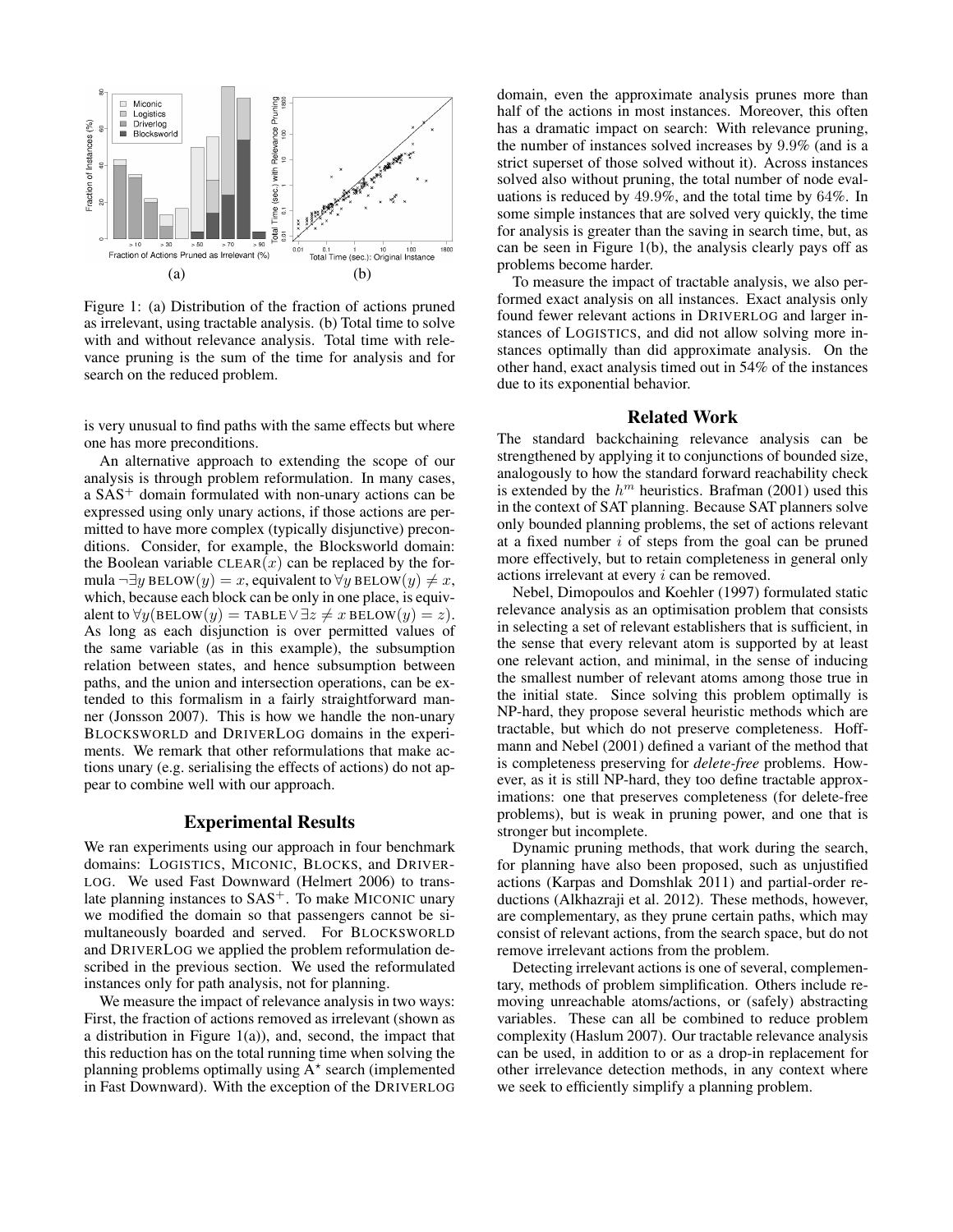Figure 1: (a) Distribution of the fraction of actions pruned as irrelevant, using tractable analysis. (b) Total time to solve with and without relevance analysis. Total time with relevance pruning is the sum of the time for analysis and for search on the reduced problem.

is very unusual to find paths with the same effects but where one has more preconditions.

An alternative approach to extending the scope of our analysis is through problem reformulation. In many cases, a $\text{SAS}^+$ domain formulated with non-unary actions can be expressed using only unary actions, if those actions are permitted to have more complex (typically disjunctive) preconditions. Consider, for example, the Blocksworld domain: the Boolean variable $\text{CLEAR}(x)$ can be replaced by the formula $\neg\exists y\, \text{BELOW}(y) = x$, equivalent to $\forall y\, \text{BELOW}(y) \neq x$, which, because each block can be only in one place, is equivalent to $\forall y(\text{BELOW}(y) = \text{TABLE} \vee \exists z \neq x\, \text{BELOW}(y) = z)$. As long as each disjunction is over permitted values of the same variable (as in this example), the subsumption relation between states, and hence subsumption between paths, and the union and intersection operations, can be extended to this formalism in a fairly straightforward manner (Jonsson 2007). This is how we handle the non-unary BLOCKSWORLD and DRIVERLOG domains in the experiments. We remark that other reformulations that make actions unary (e.g. serialising the effects of actions) do not appear to combine well with our approach.

## Experimental Results

We ran experiments using our approach in four benchmark domains: LOGISTICS, MICONIC, BLOCKS, and DRIVERLOG. We used Fast Downward (Helmert 2006) to translate planning instances to $\text{SAS}^+$. To make MICONIC unary we modified the domain so that passengers cannot be simultaneously boarded and served. For BLOCKSWORLD and DRIVERLOG we applied the problem reformulation described in the previous section. We used the reformulated instances only for path analysis, not for planning.

We measure the impact of relevance analysis in two ways: First, the fraction of actions removed as irrelevant (shown as a distribution in Figure 1(a)), and, second, the impact that this reduction has on the total running time when solving the planning problems optimally using $A^\star$ search (implemented in Fast Downward). With the exception of the DRIVERLOG domain, even the approximate analysis prunes more than half of the actions in most instances. Moreover, this often has a dramatic impact on search: With relevance pruning, the number of instances solved increases by $9.9\%$ (and is a strict superset of those solved without it). Across instances solved also without pruning, the total number of node evaluations is reduced by $49.9\%$, and the total time by $64\%$. In some simple instances that are solved very quickly, the time for analysis is greater than the saving in search time, but, as can be seen in Figure 1(b), the analysis clearly pays off as problems become harder.

To measure the impact of tractable analysis, we also performed exact analysis on all instances. Exact analysis only found fewer relevant actions in DRIVERLOG and larger instances of LOGISTICS, and did not allow solving more instances optimally than did approximate analysis. On the other hand, exact analysis timed out in 54% of the instances due to its exponential behavior.

## Related Work

The standard backchaining relevance analysis can be strengthened by applying it to conjunctions of bounded size, analogously to how the standard forward reachability check is extended by the $h^m$ heuristics. Brafman (2001) used this in the context of SAT planning. Because SAT planners solve only bounded planning problems, the set of actions relevant at a fixed number $i$ of steps from the goal can be pruned more effectively, but to retain completeness in general only actions irrelevant at every $i$ can be removed.

Nebel, Dimopoulos and Koehler (1997) formulated static relevance analysis as an optimisation problem that consists in selecting a set of relevant establishers that is sufficient, in the sense that every relevant atom is supported by at least one relevant action, and minimal, in the sense of inducing the smallest number of relevant atoms among those true in the initial state. Since solving this problem optimally is NP-hard, they propose several heuristic methods which are tractable, but which do not preserve completeness. Hoffmann and Nebel (2001) defined a variant of the method that is completeness preserving for *delete-free* problems. However, as it is still NP-hard, they too define tractable approximations: one that preserves completeness (for delete-free problems), but is weak in pruning power, and one that is stronger but incomplete.

Dynamic pruning methods, that work during the search, for planning have also been proposed, such as unjustified actions (Karpas and Domshlak 2011) and partial-order reductions (Alkhazraji et al. 2012). These methods, however, are complementary, as they prune certain paths, which may consist of relevant actions, from the search space, but do not remove irrelevant actions from the problem.

Detecting irrelevant actions is one of several, complementary, methods of problem simplification. Others include removing unreachable atoms/actions, or (safely) abstracting variables. These can all be combined to reduce problem complexity (Haslum 2007). Our tractable relevance analysis can be used, in addition to or as a drop-in replacement for other irrelevance detection methods, in any context where we seek to efficiently simplify a planning problem.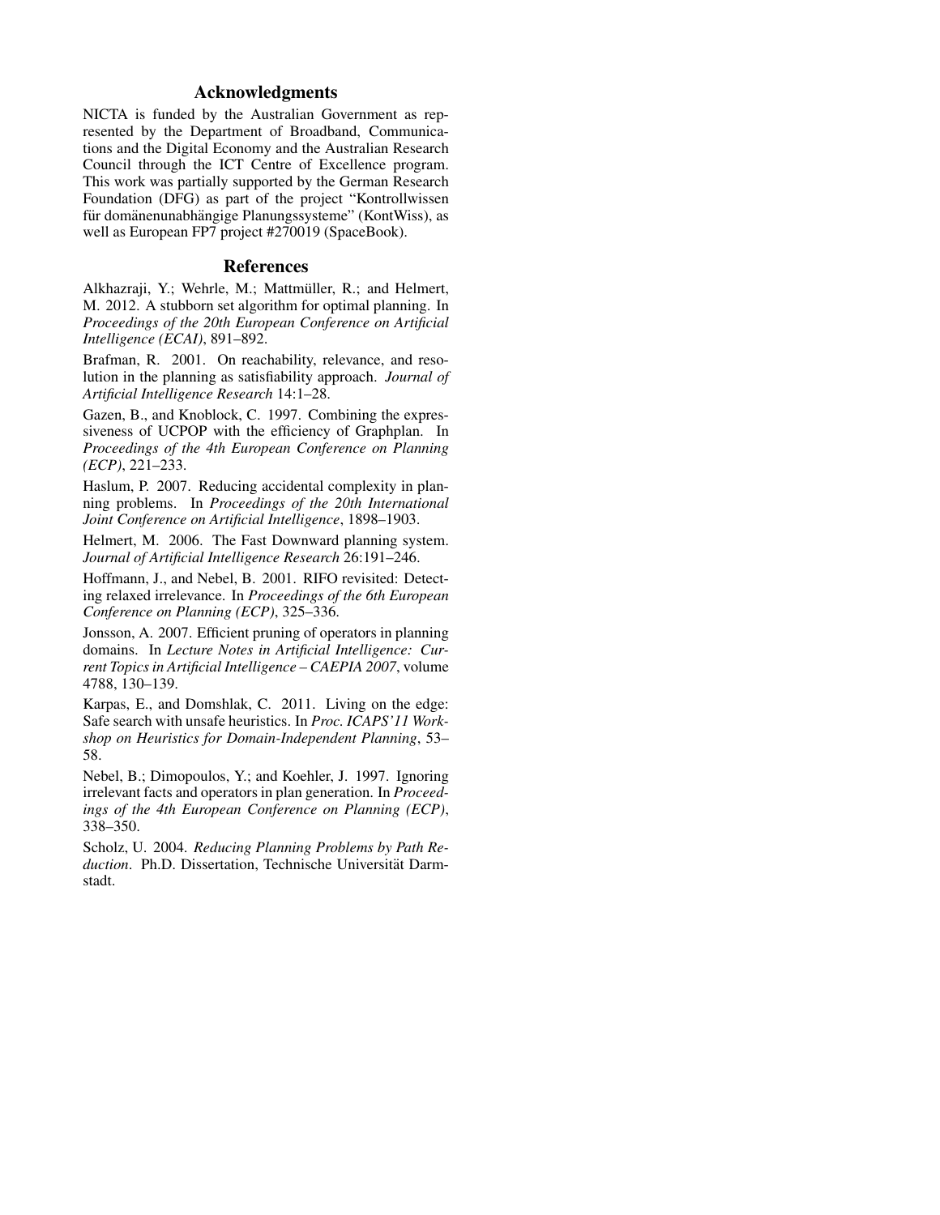## Acknowledgments

NICTA is funded by the Australian Government as represented by the Department of Broadband, Communications and the Digital Economy and the Australian Research Council through the ICT Centre of Excellence program. This work was partially supported by the German Research Foundation (DFG) as part of the project "Kontrollwissen für domänenunabhängige Planungssysteme" (KontWiss), as well as European FP7 project #270019 (SpaceBook).

## References

Alkhazraji, Y.; Wehrle, M.; Mattmüller, R.; and Helmert, M. 2012. A stubborn set algorithm for optimal planning. In *Proceedings of the 20th European Conference on Artificial Intelligence (ECAI)*, 891–892.

Brafman, R. 2001. On reachability, relevance, and resolution in the planning as satisfiability approach. *Journal of Artificial Intelligence Research* 14:1–28.

Gazen, B., and Knoblock, C. 1997. Combining the expressiveness of UCPOP with the efficiency of Graphplan. In *Proceedings of the 4th European Conference on Planning (ECP)*, 221–233.

Haslum, P. 2007. Reducing accidental complexity in planning problems. In *Proceedings of the 20th International Joint Conference on Artificial Intelligence*, 1898–1903.

Helmert, M. 2006. The Fast Downward planning system. *Journal of Artificial Intelligence Research* 26:191–246.

Hoffmann, J., and Nebel, B. 2001. RIFO revisited: Detecting relaxed irrelevance. In *Proceedings of the 6th European Conference on Planning (ECP)*, 325–336.

Jonsson, A. 2007. Efficient pruning of operators in planning domains. In *Lecture Notes in Artificial Intelligence: Current Topics in Artificial Intelligence – CAEPIA 2007*, volume 4788, 130–139.

Karpas, E., and Domshlak, C. 2011. Living on the edge: Safe search with unsafe heuristics. In *Proc. ICAPS'11 Workshop on Heuristics for Domain-Independent Planning*, 53–58.

Nebel, B.; Dimopoulos, Y.; and Koehler, J. 1997. Ignoring irrelevant facts and operators in plan generation. In *Proceedings of the 4th European Conference on Planning (ECP)*, 338–350.

Scholz, U. 2004. *Reducing Planning Problems by Path Reduction*. Ph.D. Dissertation, Technische Universität Darmstadt.